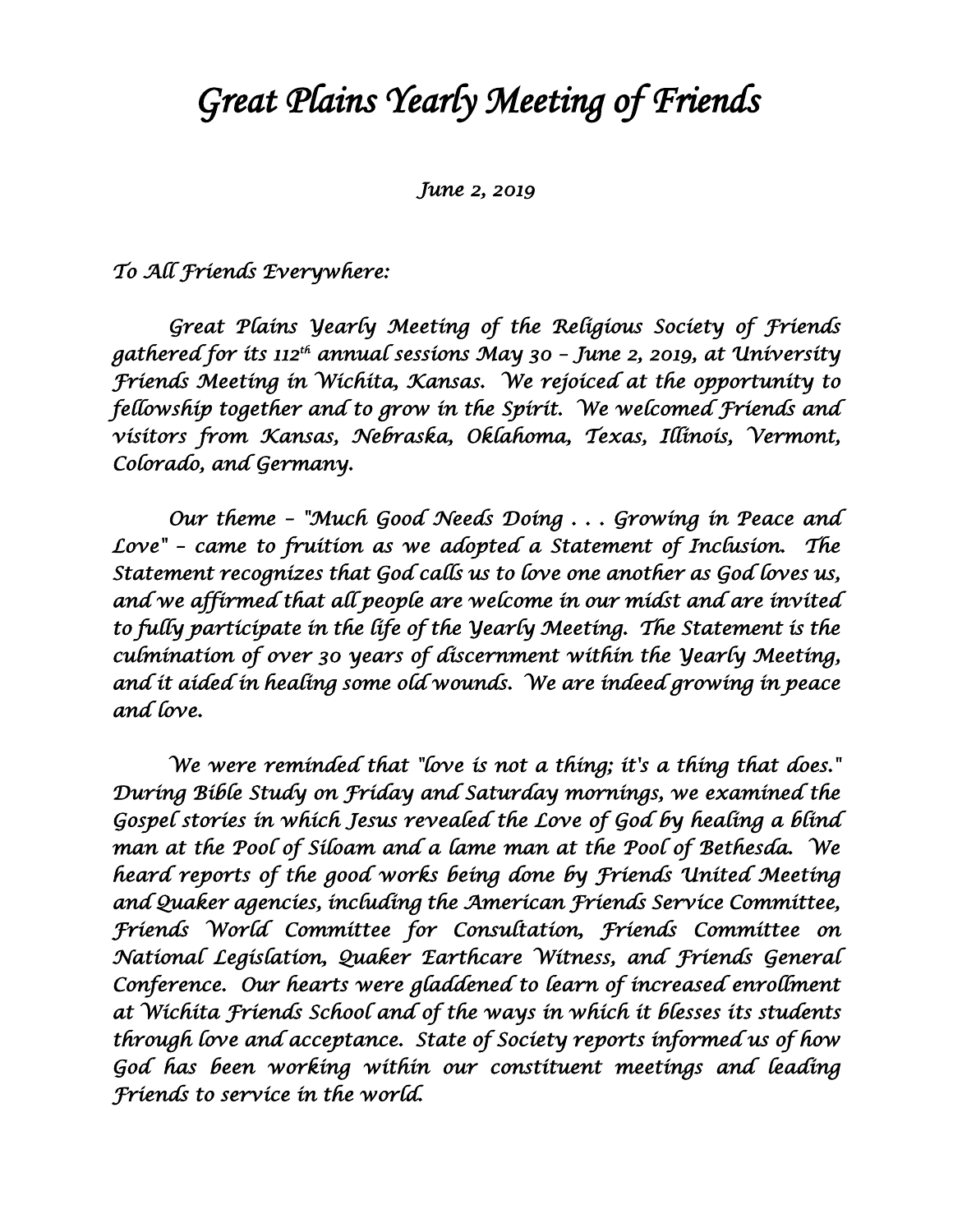# *Great Plains Yearly Meeting of Friends*

*June 2, 2019*

*To All Friends Everywhere:*

*Great Plains Yearly Meeting of the Religious Society of Friends gathered for its 112th annual sessions May 30 – June 2, 2019, at University Friends Meeting in Wichita, Kansas. We rejoiced at the opportunity to fellowship together and to grow in the Spirit. We welcomed Friends and visitors from Kansas, Nebraska, Oklahoma, Texas, Illinois, Vermont, Colorado, and Germany.*

*Our theme – "Much Good Needs Doing . . . Growing in Peace and Love" – came to fruition as we adopted a Statement of Inclusion. The Statement recognizes that God calls us to love one another as God loves us, and we affirmed that all people are welcome in our midst and are invited to fully participate in the life of the Yearly Meeting. The Statement is the culmination of over 30 years of discernment within the Yearly Meeting, and it aided in healing some old wounds. We are indeed growing in peace and love.*

*We were reminded that "love is not a thing; it's a thing that does." During Bible Study on Friday and Saturday mornings, we examined the Gospel stories in which Jesus revealed the Love of God by healing a blind man at the Pool of Siloam and a lame man at the Pool of Bethesda. We heard reports of the good works being done by Friends United Meeting and Quaker agencies, including the American Friends Service Committee, Friends World Committee for Consultation, Friends Committee on National Legislation, Quaker Earthcare Witness, and Friends General Conference. Our hearts were gladdened to learn of increased enrollment at Wichita Friends School and of the ways in which it blesses its students through love and acceptance. State of Society reports informed us of how God has been working within our constituent meetings and leading Friends to service in the world.*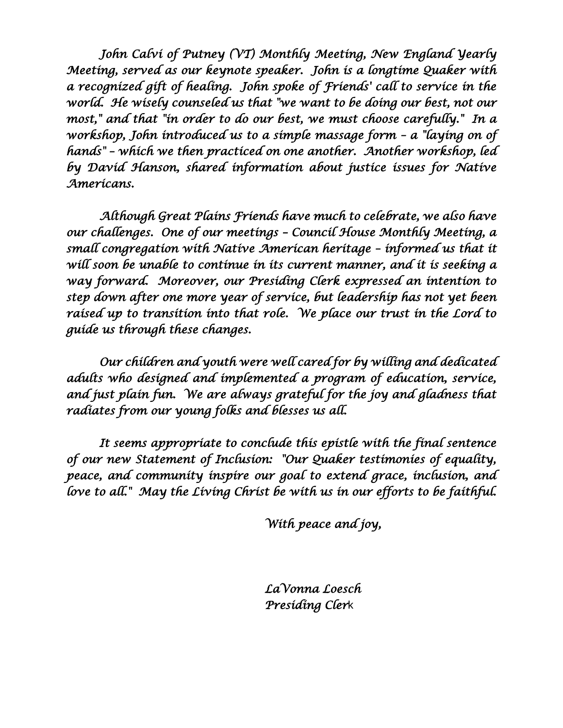John Calvi of Putney (VT) Monthly Meeting, New England Yearly Meeting, served as our keynote speaker. John is a longtime Quaker with a recognized gift of healing. John spoke of Friends' call to service in the world. He wisely counseled us that "we want to be doing our best, not our most," and that "in order to do our best, we must choose carefully." In a workshop, John introduced us to a simple massage form – a "laying on of hands" – which we then practiced on one another. Another workshop, led by David Hanson, shared information about justice issues for Native Americans.

Although Great Plains Friends have much to celebrate, we also have our challenges. One of our meetings – Council House Monthly Meeting, a small congregation with Native American heritage – informed us that it will soon be unable to continue in its current manner, and it is seeking a way forward. Moreover, our Presiding Clerk expressed an intention to step down after one more year of service, but leadership has not yet been raised up to transition into that role. We place our trust in the Lord to guide us through these changes.

Our children and youth were well cared for by willing and dedicated adults who designed and implemented a program of education, service, and just plain fun. We are always grateful for the joy and gladness that radiates from our young folks and blesses us all.

It seems appropriate to conclude this epistle with the final sentence of our new Statement of Inclusion: "Our Quaker testimonies of equality, peace, and community inspire our goal to extend grace, inclusion, and love to all." May the Living Christ be with us in our efforts to be faithful.

With peace and joy,

LaVonna Loesch
Presiding Clerk